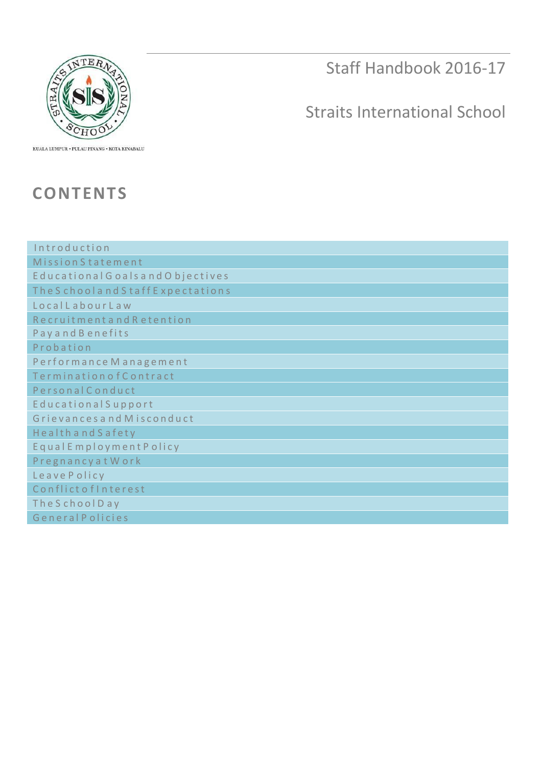KUALA LUMPUR • PULAU PINANG • KOTA KINABALU

Staff Handbook 2016-17

Straits International School

# CONTENTS

- Introduction
- Mission Statement
- Educational Goals and Objectives
- The School and Staff Expectations
- Local Labour Law
- Recruitment and Retention
- Pay and Benefits
- Probation
- Performance Management
- Termination of Contract
- Personal Conduct
- Educational Support
- Grievances and Misconduct
- Health and Safety
- Equal Employment Policy
- Pregnancy at Work
- Leave Policy
- Conflict of Interest
- The School Day
- General Policies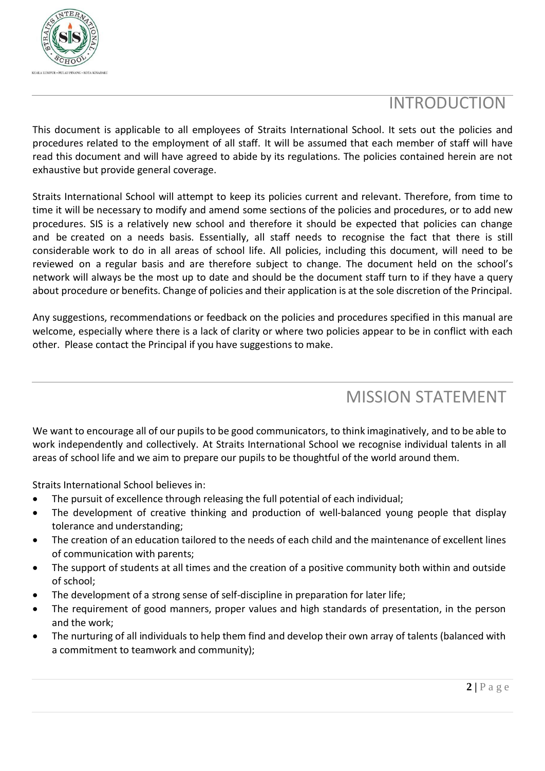# INTRODUCTION

This document is applicable to all employees of Straits International School. It sets out the policies and procedures related to the employment of all staff. It will be assumed that each member of staff will have read this document and will have agreed to abide by its regulations. The policies contained herein are not exhaustive but provide general coverage.

Straits International School will attempt to keep its policies current and relevant. Therefore, from time to time it will be necessary to modify and amend some sections of the policies and procedures, or to add new procedures. SIS is a relatively new school and therefore it should be expected that policies can change and be created on a needs basis. Essentially, all staff needs to recognise the fact that there is still considerable work to do in all areas of school life. All policies, including this document, will need to be reviewed on a regular basis and are therefore subject to change. The document held on the school's network will always be the most up to date and should be the document staff turn to if they have a query about procedure or benefits. Change of policies and their application is at the sole discretion of the Principal.

Any suggestions, recommendations or feedback on the policies and procedures specified in this manual are welcome, especially where there is a lack of clarity or where two policies appear to be in conflict with each other. Please contact the Principal if you have suggestions to make.

# MISSION STATEMENT

We want to encourage all of our pupils to be good communicators, to think imaginatively, and to be able to work independently and collectively. At Straits International School we recognise individual talents in all areas of school life and we aim to prepare our pupils to be thoughtful of the world around them.

Straits International School believes in:

- The pursuit of excellence through releasing the full potential of each individual;
- The development of creative thinking and production of well-balanced young people that display tolerance and understanding;
- The creation of an education tailored to the needs of each child and the maintenance of excellent lines of communication with parents;
- The support of students at all times and the creation of a positive community both within and outside of school;
- The development of a strong sense of self-discipline in preparation for later life;
- The requirement of good manners, proper values and high standards of presentation, in the person and the work;
- The nurturing of all individuals to help them find and develop their own array of talents (balanced with a commitment to teamwork and community);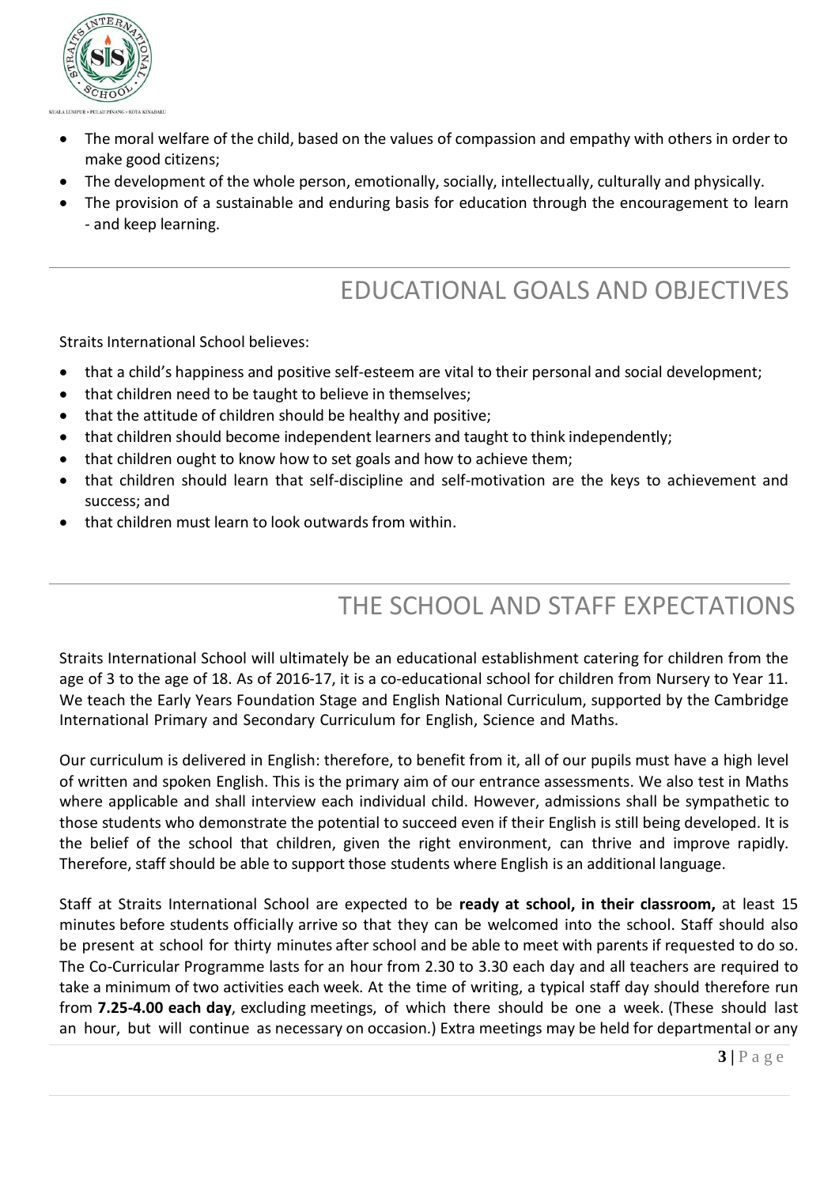- The moral welfare of the child, based on the values of compassion and empathy with others in order to make good citizens;
- The development of the whole person, emotionally, socially, intellectually, culturally and physically.
- The provision of a sustainable and enduring basis for education through the encouragement to learn - and keep learning.

## EDUCATIONAL GOALS AND OBJECTIVES

Straits International School believes:

- that a child's happiness and positive self-esteem are vital to their personal and social development;
- that children need to be taught to believe in themselves;
- that the attitude of children should be healthy and positive;
- that children should become independent learners and taught to think independently;
- that children ought to know how to set goals and how to achieve them;
- that children should learn that self-discipline and self-motivation are the keys to achievement and success; and
- that children must learn to look outwards from within.

## THE SCHOOL AND STAFF EXPECTATIONS

Straits International School will ultimately be an educational establishment catering for children from the age of 3 to the age of 18. As of 2016-17, it is a co-educational school for children from Nursery to Year 11. We teach the Early Years Foundation Stage and English National Curriculum, supported by the Cambridge International Primary and Secondary Curriculum for English, Science and Maths.

Our curriculum is delivered in English: therefore, to benefit from it, all of our pupils must have a high level of written and spoken English. This is the primary aim of our entrance assessments. We also test in Maths where applicable and shall interview each individual child. However, admissions shall be sympathetic to those students who demonstrate the potential to succeed even if their English is still being developed. It is the belief of the school that children, given the right environment, can thrive and improve rapidly. Therefore, staff should be able to support those students where English is an additional language.

Staff at Straits International School are expected to be **ready at school, in their classroom,** at least 15 minutes before students officially arrive so that they can be welcomed into the school. Staff should also be present at school for thirty minutes after school and be able to meet with parents if requested to do so. The Co-Curricular Programme lasts for an hour from 2.30 to 3.30 each day and all teachers are required to take a minimum of two activities each week. At the time of writing, a typical staff day should therefore run from **7.25-4.00 each day**, excluding meetings, of which there should be one a week. (These should last an hour, but will continue as necessary on occasion.) Extra meetings may be held for departmental or any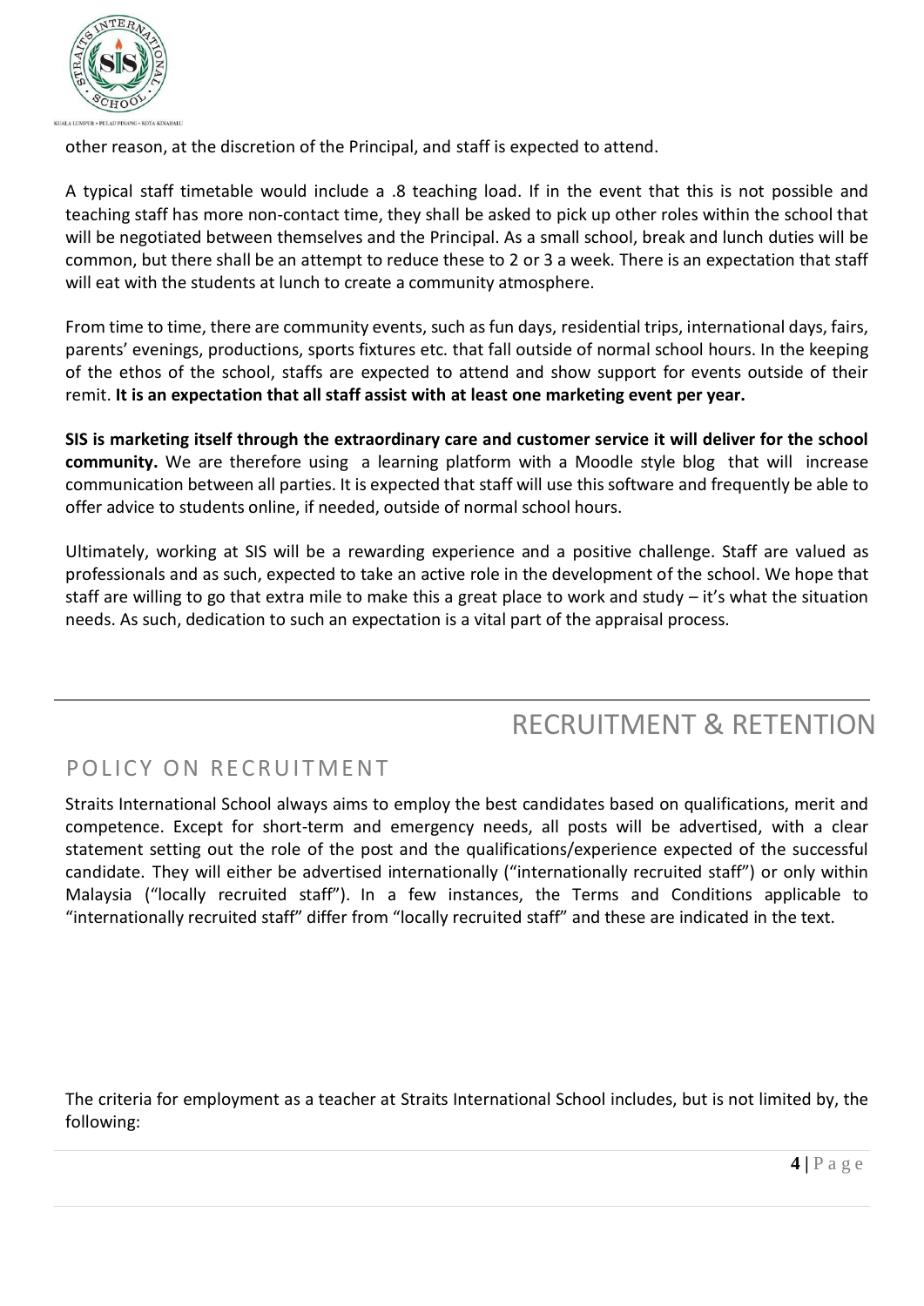other reason, at the discretion of the Principal, and staff is expected to attend.

A typical staff timetable would include a .8 teaching load. If in the event that this is not possible and teaching staff has more non-contact time, they shall be asked to pick up other roles within the school that will be negotiated between themselves and the Principal. As a small school, break and lunch duties will be common, but there shall be an attempt to reduce these to 2 or 3 a week. There is an expectation that staff will eat with the students at lunch to create a community atmosphere.

From time to time, there are community events, such as fun days, residential trips, international days, fairs, parents' evenings, productions, sports fixtures etc. that fall outside of normal school hours. In the keeping of the ethos of the school, staffs are expected to attend and show support for events outside of their remit. **It is an expectation that all staff assist with at least one marketing event per year.**

**SIS is marketing itself through the extraordinary care and customer service it will deliver for the school community.** We are therefore using a learning platform with a Moodle style blog that will increase communication between all parties. It is expected that staff will use this software and frequently be able to offer advice to students online, if needed, outside of normal school hours.

Ultimately, working at SIS will be a rewarding experience and a positive challenge. Staff are valued as professionals and as such, expected to take an active role in the development of the school. We hope that staff are willing to go that extra mile to make this a great place to work and study – it's what the situation needs. As such, dedication to such an expectation is a vital part of the appraisal process.

# RECRUITMENT & RETENTION

## POLICY ON RECRUITMENT

Straits International School always aims to employ the best candidates based on qualifications, merit and competence. Except for short-term and emergency needs, all posts will be advertised, with a clear statement setting out the role of the post and the qualifications/experience expected of the successful candidate. They will either be advertised internationally ("internationally recruited staff") or only within Malaysia ("locally recruited staff"). In a few instances, the Terms and Conditions applicable to "internationally recruited staff" differ from "locally recruited staff" and these are indicated in the text.

The criteria for employment as a teacher at Straits International School includes, but is not limited by, the following: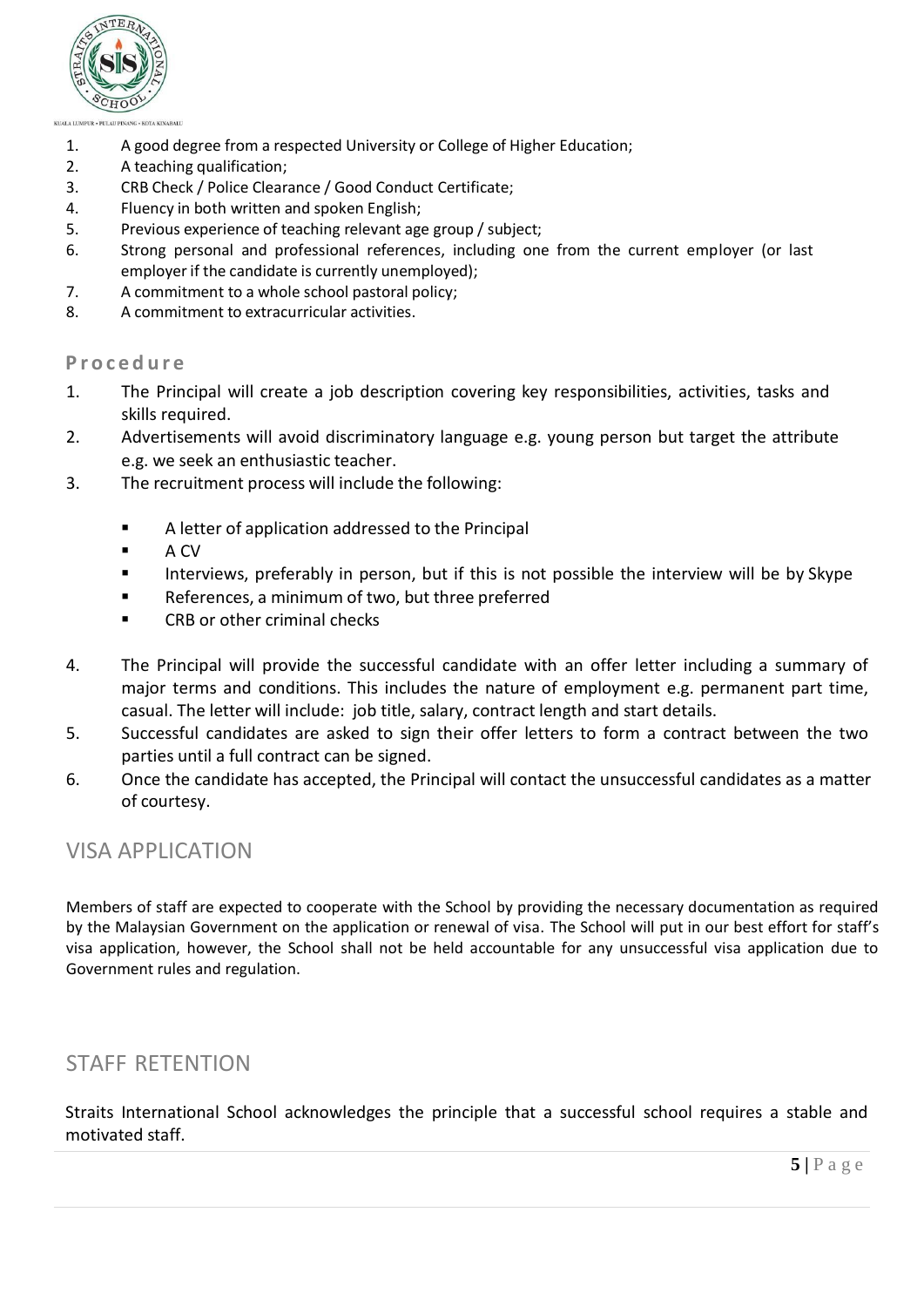1. A good degree from a respected University or College of Higher Education;
2. A teaching qualification;
3. CRB Check / Police Clearance / Good Conduct Certificate;
4. Fluency in both written and spoken English;
5. Previous experience of teaching relevant age group / subject;
6. Strong personal and professional references, including one from the current employer (or last employer if the candidate is currently unemployed);
7. A commitment to a whole school pastoral policy;
8. A commitment to extracurricular activities.

### Procedure

1. The Principal will create a job description covering key responsibilities, activities, tasks and skills required.
2. Advertisements will avoid discriminatory language e.g. young person but target the attribute e.g. we seek an enthusiastic teacher.
3. The recruitment process will include the following:
   - A letter of application addressed to the Principal
   - A CV
   - Interviews, preferably in person, but if this is not possible the interview will be by Skype
   - References, a minimum of two, but three preferred
   - CRB or other criminal checks
4. The Principal will provide the successful candidate with an offer letter including a summary of major terms and conditions. This includes the nature of employment e.g. permanent part time, casual. The letter will include: job title, salary, contract length and start details.
5. Successful candidates are asked to sign their offer letters to form a contract between the two parties until a full contract can be signed.
6. Once the candidate has accepted, the Principal will contact the unsuccessful candidates as a matter of courtesy.

## VISA APPLICATION

Members of staff are expected to cooperate with the School by providing the necessary documentation as required by the Malaysian Government on the application or renewal of visa. The School will put in our best effort for staff's visa application, however, the School shall not be held accountable for any unsuccessful visa application due to Government rules and regulation.

## STAFF RETENTION

Straits International School acknowledges the principle that a successful school requires a stable and motivated staff.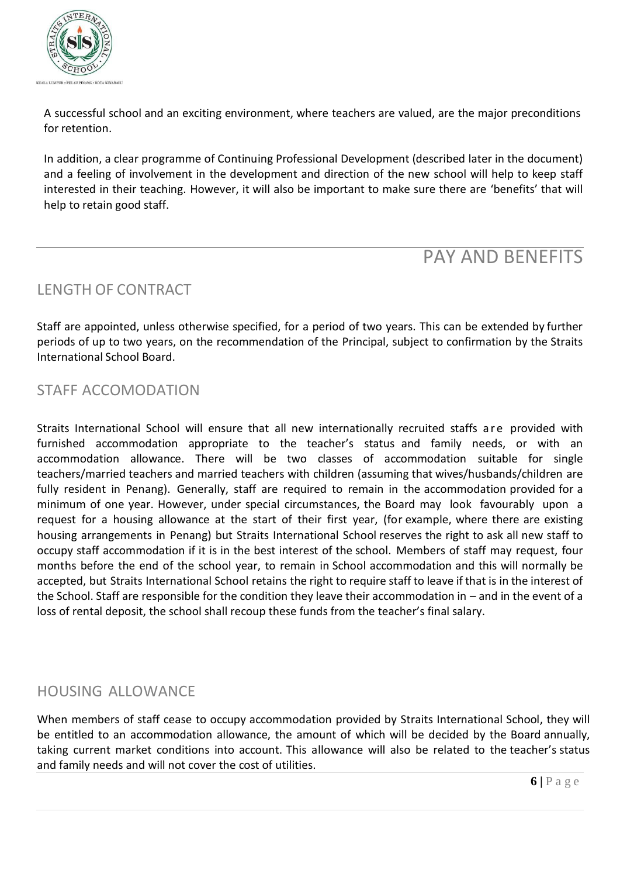A successful school and an exciting environment, where teachers are valued, are the major preconditions for retention.

In addition, a clear programme of Continuing Professional Development (described later in the document) and a feeling of involvement in the development and direction of the new school will help to keep staff interested in their teaching. However, it will also be important to make sure there are 'benefits' that will help to retain good staff.

# PAY AND BENEFITS

## LENGTH OF CONTRACT

Staff are appointed, unless otherwise specified, for a period of two years. This can be extended by further periods of up to two years, on the recommendation of the Principal, subject to confirmation by the Straits International School Board.

## STAFF ACCOMODATION

Straits International School will ensure that all new internationally recruited staffs are provided with furnished accommodation appropriate to the teacher's status and family needs, or with an accommodation allowance. There will be two classes of accommodation suitable for single teachers/married teachers and married teachers with children (assuming that wives/husbands/children are fully resident in Penang). Generally, staff are required to remain in the accommodation provided for a minimum of one year. However, under special circumstances, the Board may look favourably upon a request for a housing allowance at the start of their first year, (for example, where there are existing housing arrangements in Penang) but Straits International School reserves the right to ask all new staff to occupy staff accommodation if it is in the best interest of the school. Members of staff may request, four months before the end of the school year, to remain in School accommodation and this will normally be accepted, but Straits International School retains the right to require staff to leave if that is in the interest of the School. Staff are responsible for the condition they leave their accommodation in – and in the event of a loss of rental deposit, the school shall recoup these funds from the teacher's final salary.

## HOUSING ALLOWANCE

When members of staff cease to occupy accommodation provided by Straits International School, they will be entitled to an accommodation allowance, the amount of which will be decided by the Board annually, taking current market conditions into account. This allowance will also be related to the teacher's status and family needs and will not cover the cost of utilities.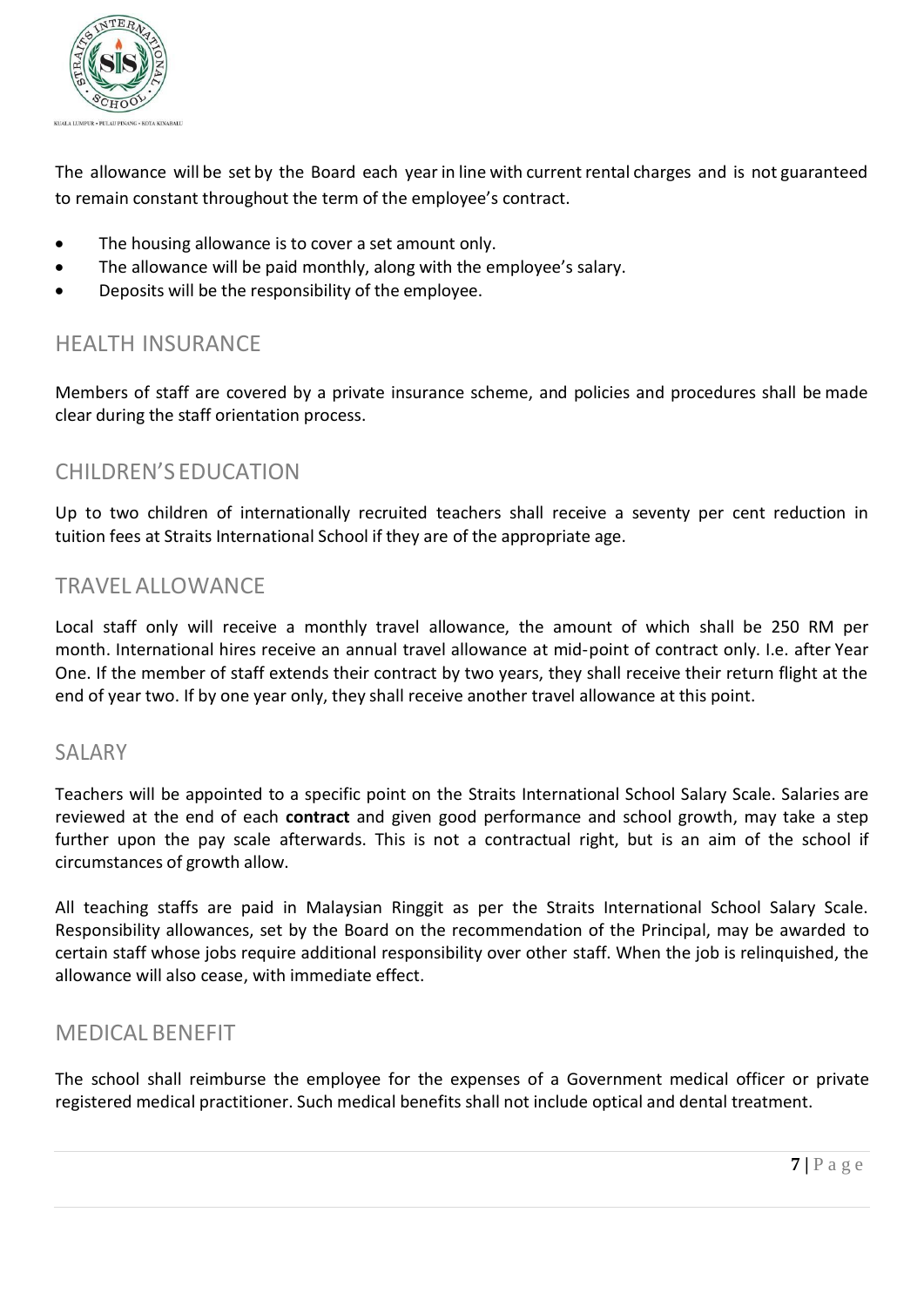The allowance will be set by the Board each year in line with current rental charges and is not guaranteed to remain constant throughout the term of the employee's contract.

- The housing allowance is to cover a set amount only.
- The allowance will be paid monthly, along with the employee's salary.
- Deposits will be the responsibility of the employee.

## HEALTH INSURANCE

Members of staff are covered by a private insurance scheme, and policies and procedures shall be made clear during the staff orientation process.

## CHILDREN'S EDUCATION

Up to two children of internationally recruited teachers shall receive a seventy per cent reduction in tuition fees at Straits International School if they are of the appropriate age.

## TRAVEL ALLOWANCE

Local staff only will receive a monthly travel allowance, the amount of which shall be 250 RM per month. International hires receive an annual travel allowance at mid-point of contract only. I.e. after Year One. If the member of staff extends their contract by two years, they shall receive their return flight at the end of year two. If by one year only, they shall receive another travel allowance at this point.

## SALARY

Teachers will be appointed to a specific point on the Straits International School Salary Scale. Salaries are reviewed at the end of each **contract** and given good performance and school growth, may take a step further upon the pay scale afterwards. This is not a contractual right, but is an aim of the school if circumstances of growth allow.

All teaching staffs are paid in Malaysian Ringgit as per the Straits International School Salary Scale. Responsibility allowances, set by the Board on the recommendation of the Principal, may be awarded to certain staff whose jobs require additional responsibility over other staff. When the job is relinquished, the allowance will also cease, with immediate effect.

## MEDICAL BENEFIT

The school shall reimburse the employee for the expenses of a Government medical officer or private registered medical practitioner. Such medical benefits shall not include optical and dental treatment.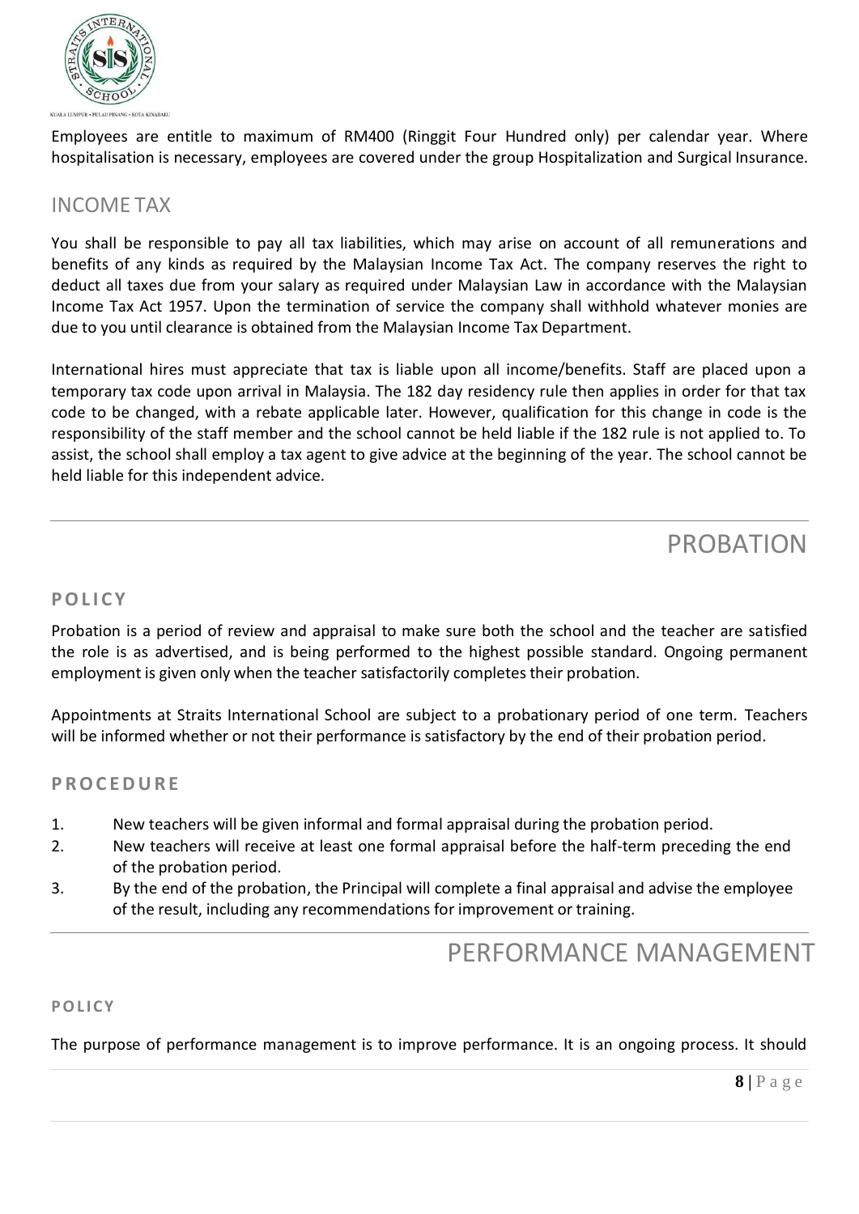Employees are entitle to maximum of RM400 (Ringgit Four Hundred only) per calendar year. Where hospitalisation is necessary, employees are covered under the group Hospitalization and Surgical Insurance.

## INCOME TAX

You shall be responsible to pay all tax liabilities, which may arise on account of all remunerations and benefits of any kinds as required by the Malaysian Income Tax Act. The company reserves the right to deduct all taxes due from your salary as required under Malaysian Law in accordance with the Malaysian Income Tax Act 1957. Upon the termination of service the company shall withhold whatever monies are due to you until clearance is obtained from the Malaysian Income Tax Department.

International hires must appreciate that tax is liable upon all income/benefits. Staff are placed upon a temporary tax code upon arrival in Malaysia. The 182 day residency rule then applies in order for that tax code to be changed, with a rebate applicable later. However, qualification for this change in code is the responsibility of the staff member and the school cannot be held liable if the 182 rule is not applied to. To assist, the school shall employ a tax agent to give advice at the beginning of the year. The school cannot be held liable for this independent advice.

# PROBATION

### POLICY

Probation is a period of review and appraisal to make sure both the school and the teacher are satisfied the role is as advertised, and is being performed to the highest possible standard. Ongoing permanent employment is given only when the teacher satisfactorily completes their probation.

Appointments at Straits International School are subject to a probationary period of one term. Teachers will be informed whether or not their performance is satisfactory by the end of their probation period.

### PROCEDURE

1. New teachers will be given informal and formal appraisal during the probation period.
2. New teachers will receive at least one formal appraisal before the half-term preceding the end of the probation period.
3. By the end of the probation, the Principal will complete a final appraisal and advise the employee of the result, including any recommendations for improvement or training.

# PERFORMANCE MANAGEMENT

### POLICY

The purpose of performance management is to improve performance. It is an ongoing process. It should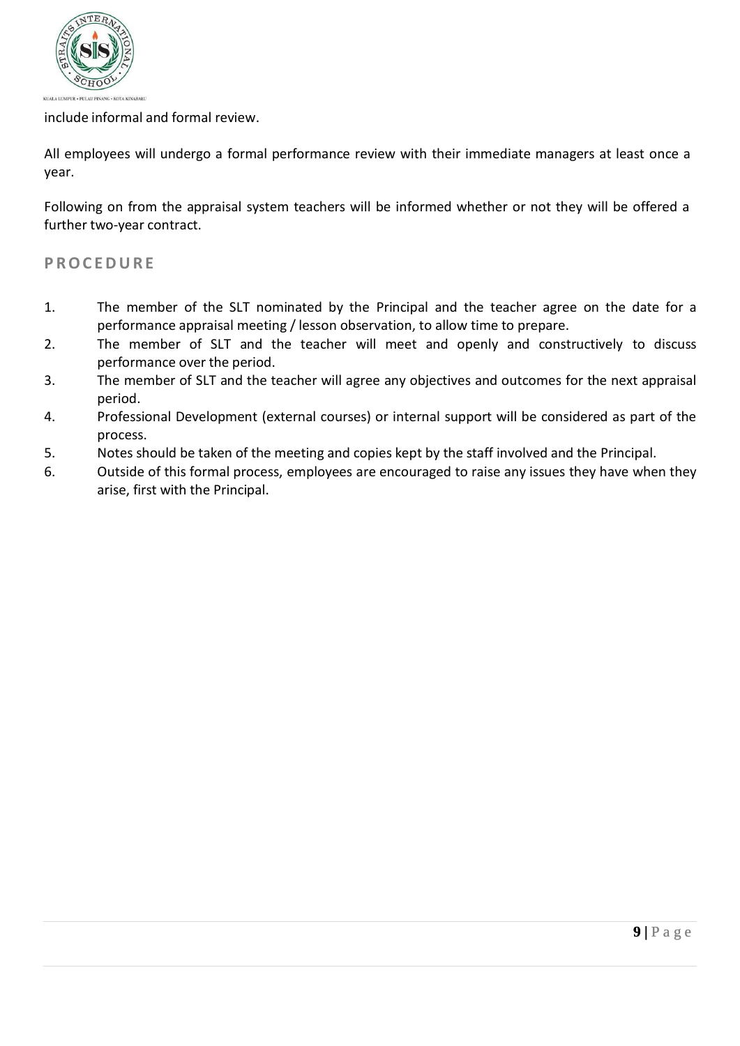include informal and formal review.

All employees will undergo a formal performance review with their immediate managers at least once a year.

Following on from the appraisal system teachers will be informed whether or not they will be offered a further two-year contract.

## PROCEDURE

1. The member of the SLT nominated by the Principal and the teacher agree on the date for a performance appraisal meeting / lesson observation, to allow time to prepare.
2. The member of SLT and the teacher will meet and openly and constructively to discuss performance over the period.
3. The member of SLT and the teacher will agree any objectives and outcomes for the next appraisal period.
4. Professional Development (external courses) or internal support will be considered as part of the process.
5. Notes should be taken of the meeting and copies kept by the staff involved and the Principal.
6. Outside of this formal process, employees are encouraged to raise any issues they have when they arise, first with the Principal.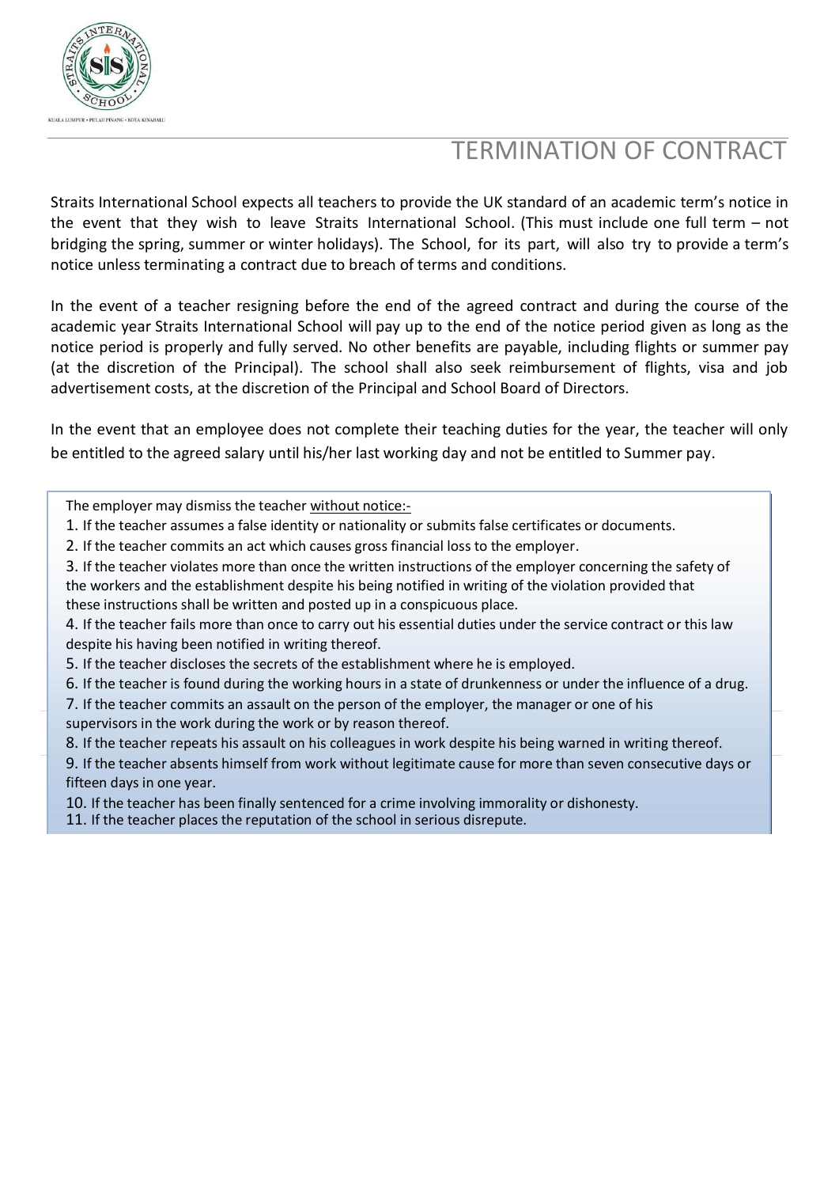# TERMINATION OF CONTRACT

Straits International School expects all teachers to provide the UK standard of an academic term's notice in the event that they wish to leave Straits International School. (This must include one full term – not bridging the spring, summer or winter holidays). The School, for its part, will also try to provide a term's notice unless terminating a contract due to breach of terms and conditions.

In the event of a teacher resigning before the end of the agreed contract and during the course of the academic year Straits International School will pay up to the end of the notice period given as long as the notice period is properly and fully served. No other benefits are payable, including flights or summer pay (at the discretion of the Principal). The school shall also seek reimbursement of flights, visa and job advertisement costs, at the discretion of the Principal and School Board of Directors.

In the event that an employee does not complete their teaching duties for the year, the teacher will only be entitled to the agreed salary until his/her last working day and not be entitled to Summer pay.

The employer may dismiss the teacher <u>without notice</u>:-

1. If the teacher assumes a false identity or nationality or submits false certificates or documents.
2. If the teacher commits an act which causes gross financial loss to the employer.
3. If the teacher violates more than once the written instructions of the employer concerning the safety of the workers and the establishment despite his being notified in writing of the violation provided that these instructions shall be written and posted up in a conspicuous place.
4. If the teacher fails more than once to carry out his essential duties under the service contract or this law despite his having been notified in writing thereof.
5. If the teacher discloses the secrets of the establishment where he is employed.
6. If the teacher is found during the working hours in a state of drunkenness or under the influence of a drug.
7. If the teacher commits an assault on the person of the employer, the manager or one of his supervisors in the work during the work or by reason thereof.
8. If the teacher repeats his assault on his colleagues in work despite his being warned in writing thereof.
9. If the teacher absents himself from work without legitimate cause for more than seven consecutive days or fifteen days in one year.
10. If the teacher has been finally sentenced for a crime involving immorality or dishonesty.
11. If the teacher places the reputation of the school in serious disrepute.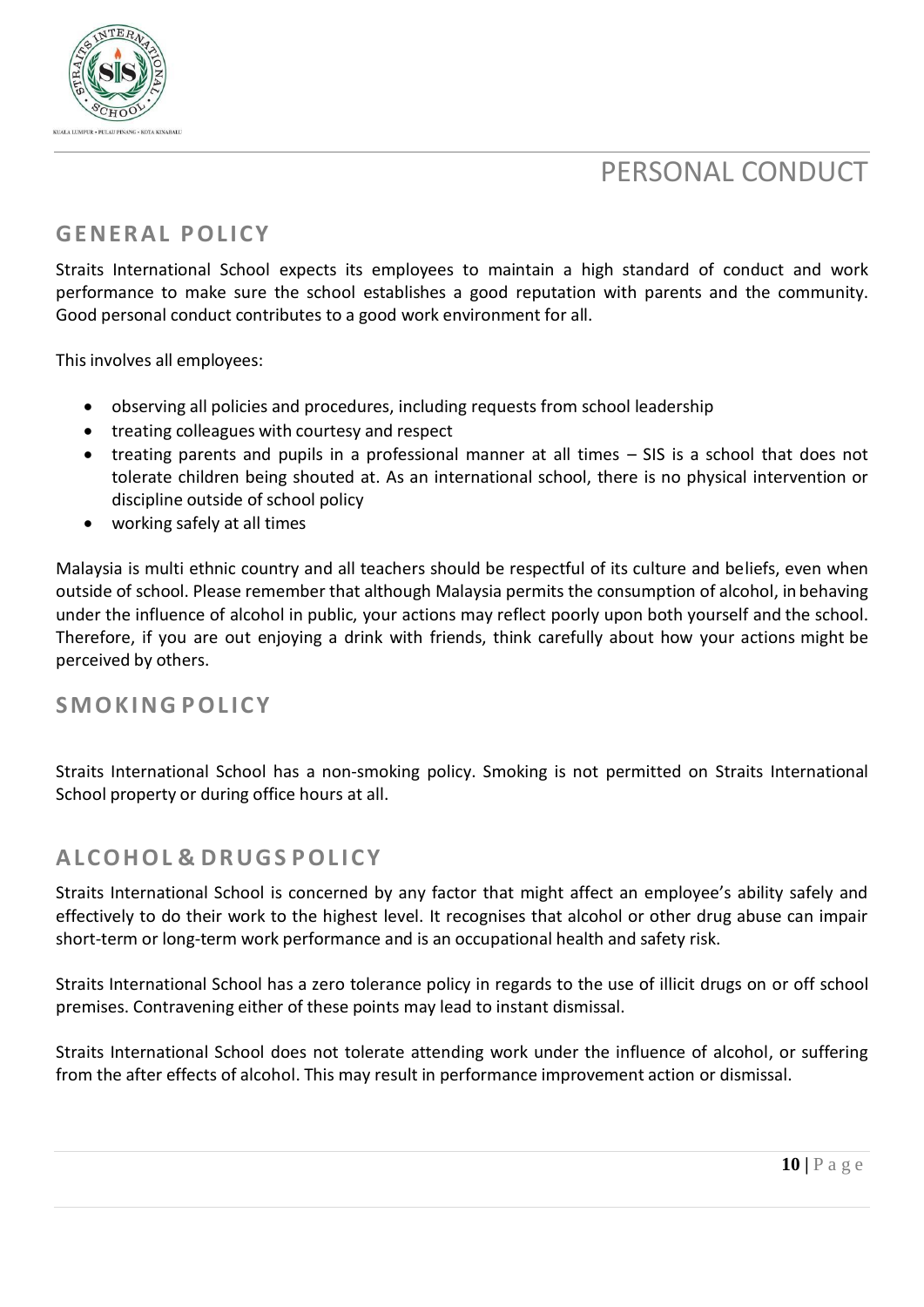# PERSONAL CONDUCT

## GENERAL POLICY

Straits International School expects its employees to maintain a high standard of conduct and work performance to make sure the school establishes a good reputation with parents and the community. Good personal conduct contributes to a good work environment for all.

This involves all employees:

- observing all policies and procedures, including requests from school leadership
- treating colleagues with courtesy and respect
- treating parents and pupils in a professional manner at all times – SIS is a school that does not tolerate children being shouted at. As an international school, there is no physical intervention or discipline outside of school policy
- working safely at all times

Malaysia is multi ethnic country and all teachers should be respectful of its culture and beliefs, even when outside of school. Please remember that although Malaysia permits the consumption of alcohol, in behaving under the influence of alcohol in public, your actions may reflect poorly upon both yourself and the school. Therefore, if you are out enjoying a drink with friends, think carefully about how your actions might be perceived by others.

## SMOKING POLICY

Straits International School has a non-smoking policy. Smoking is not permitted on Straits International School property or during office hours at all.

## ALCOHOL & DRUGS POLICY

Straits International School is concerned by any factor that might affect an employee's ability safely and effectively to do their work to the highest level. It recognises that alcohol or other drug abuse can impair short-term or long-term work performance and is an occupational health and safety risk.

Straits International School has a zero tolerance policy in regards to the use of illicit drugs on or off school premises. Contravening either of these points may lead to instant dismissal.

Straits International School does not tolerate attending work under the influence of alcohol, or suffering from the after effects of alcohol. This may result in performance improvement action or dismissal.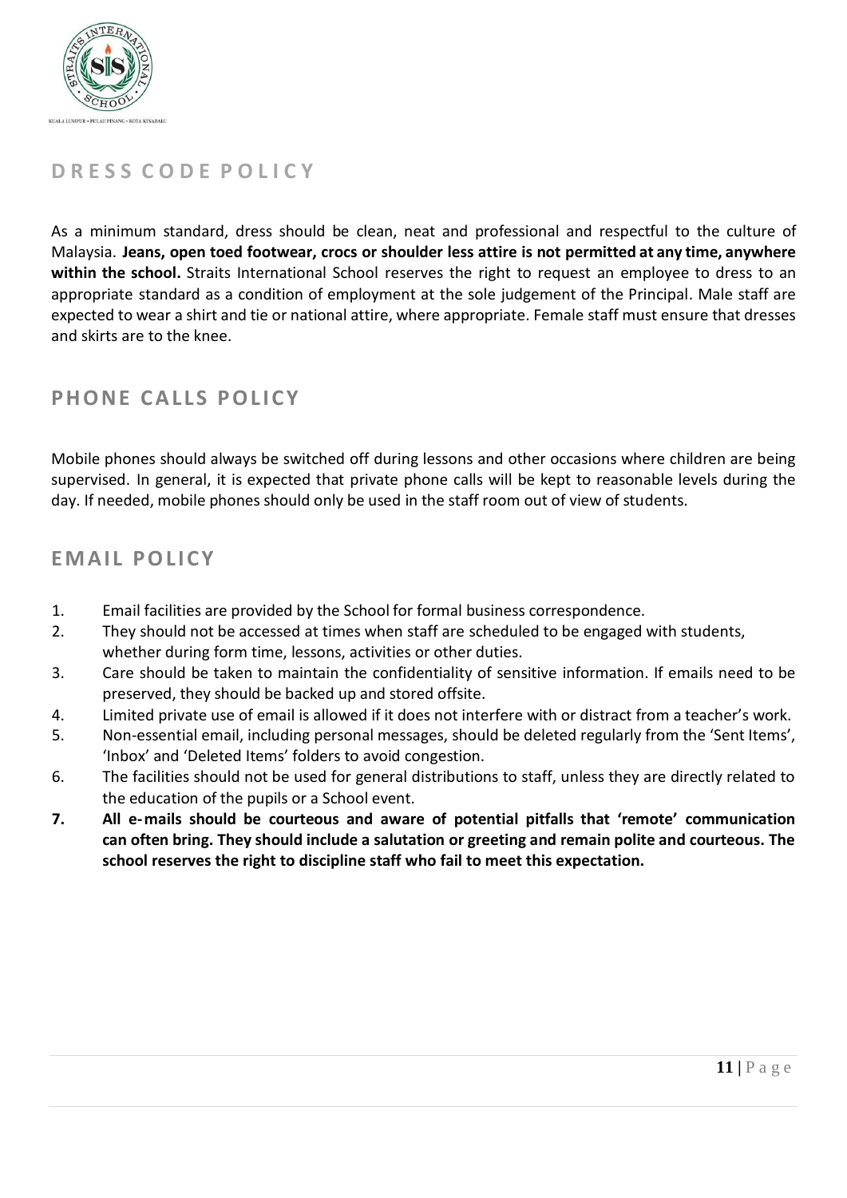## DRESS CODE POLICY

As a minimum standard, dress should be clean, neat and professional and respectful to the culture of Malaysia. **Jeans, open toed footwear, crocs or shoulder less attire is not permitted at any time, anywhere within the school.** Straits International School reserves the right to request an employee to dress to an appropriate standard as a condition of employment at the sole judgement of the Principal. Male staff are expected to wear a shirt and tie or national attire, where appropriate. Female staff must ensure that dresses and skirts are to the knee.

## PHONE CALLS POLICY

Mobile phones should always be switched off during lessons and other occasions where children are being supervised. In general, it is expected that private phone calls will be kept to reasonable levels during the day. If needed, mobile phones should only be used in the staff room out of view of students.

## EMAIL POLICY

1. Email facilities are provided by the School for formal business correspondence.
2. They should not be accessed at times when staff are scheduled to be engaged with students, whether during form time, lessons, activities or other duties.
3. Care should be taken to maintain the confidentiality of sensitive information. If emails need to be preserved, they should be backed up and stored offsite.
4. Limited private use of email is allowed if it does not interfere with or distract from a teacher's work.
5. Non-essential email, including personal messages, should be deleted regularly from the 'Sent Items', 'Inbox' and 'Deleted Items' folders to avoid congestion.
6. The facilities should not be used for general distributions to staff, unless they are directly related to the education of the pupils or a School event.
7. **All e-mails should be courteous and aware of potential pitfalls that 'remote' communication can often bring. They should include a salutation or greeting and remain polite and courteous. The school reserves the right to discipline staff who fail to meet this expectation.**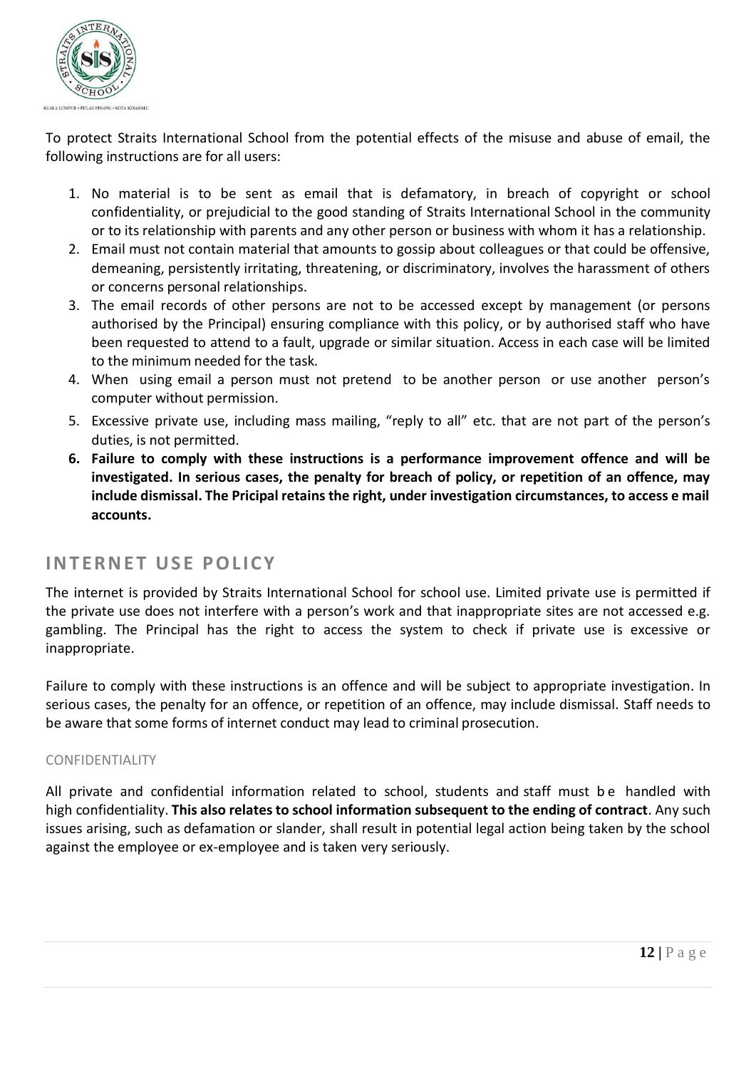To protect Straits International School from the potential effects of the misuse and abuse of email, the following instructions are for all users:

1. No material is to be sent as email that is defamatory, in breach of copyright or school confidentiality, or prejudicial to the good standing of Straits International School in the community or to its relationship with parents and any other person or business with whom it has a relationship.
2. Email must not contain material that amounts to gossip about colleagues or that could be offensive, demeaning, persistently irritating, threatening, or discriminatory, involves the harassment of others or concerns personal relationships.
3. The email records of other persons are not to be accessed except by management (or persons authorised by the Principal) ensuring compliance with this policy, or by authorised staff who have been requested to attend to a fault, upgrade or similar situation. Access in each case will be limited to the minimum needed for the task.
4. When using email a person must not pretend to be another person or use another person's computer without permission.
5. Excessive private use, including mass mailing, "reply to all" etc. that are not part of the person's duties, is not permitted.
6. **Failure to comply with these instructions is a performance improvement offence and will be investigated. In serious cases, the penalty for breach of policy, or repetition of an offence, may include dismissal. The Pricipal retains the right, under investigation circumstances, to access e mail accounts.**

## INTERNET USE POLICY

The internet is provided by Straits International School for school use. Limited private use is permitted if the private use does not interfere with a person's work and that inappropriate sites are not accessed e.g. gambling. The Principal has the right to access the system to check if private use is excessive or inappropriate.

Failure to comply with these instructions is an offence and will be subject to appropriate investigation. In serious cases, the penalty for an offence, or repetition of an offence, may include dismissal. Staff needs to be aware that some forms of internet conduct may lead to criminal prosecution.

### CONFIDENTIALITY

All private and confidential information related to school, students and staff must be handled with high confidentiality. **This also relates to school information subsequent to the ending of contract**. Any such issues arising, such as defamation or slander, shall result in potential legal action being taken by the school against the employee or ex-employee and is taken very seriously.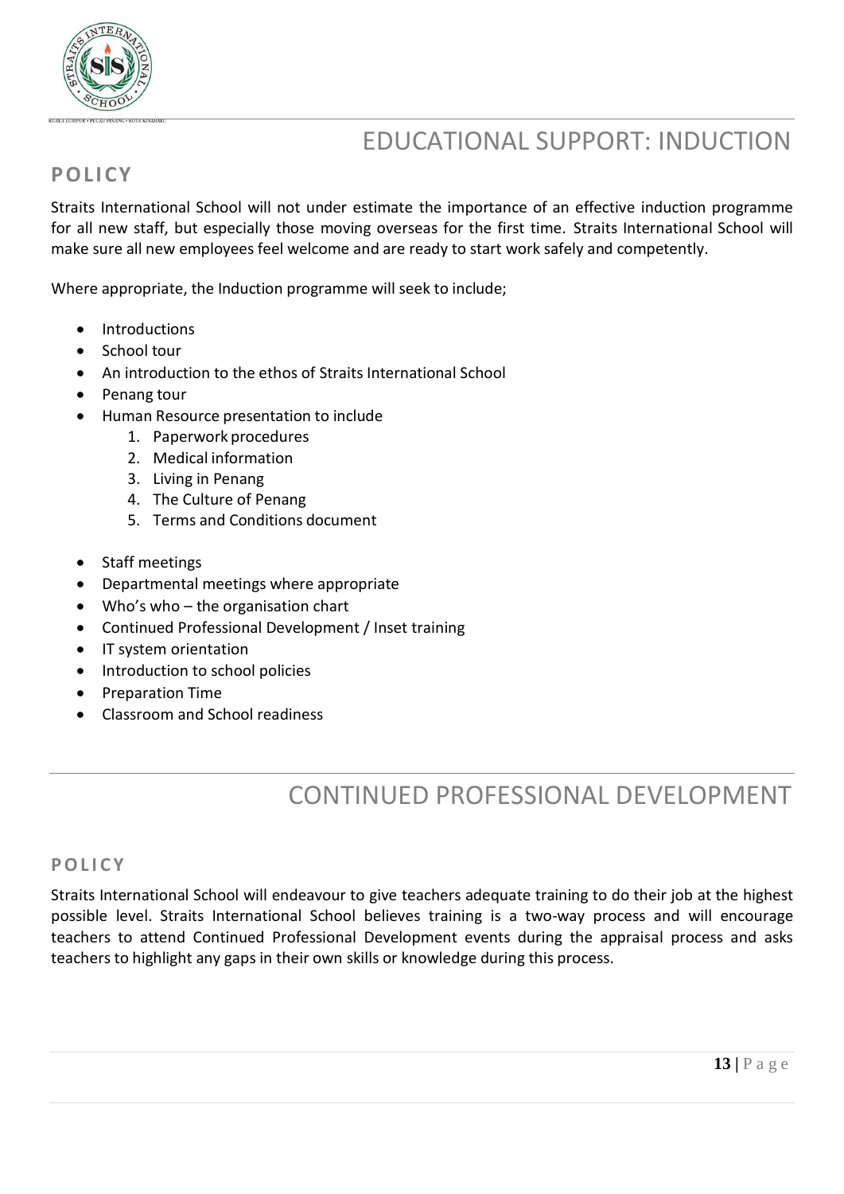# EDUCATIONAL SUPPORT: INDUCTION

## POLICY

Straits International School will not under estimate the importance of an effective induction programme for all new staff, but especially those moving overseas for the first time. Straits International School will make sure all new employees feel welcome and are ready to start work safely and competently.

Where appropriate, the Induction programme will seek to include;

- Introductions
- School tour
- An introduction to the ethos of Straits International School
- Penang tour
- Human Resource presentation to include
    1. Paperwork procedures
    2. Medical information
    3. Living in Penang
    4. The Culture of Penang
    5. Terms and Conditions document

- Staff meetings
- Departmental meetings where appropriate
- Who's who – the organisation chart
- Continued Professional Development / Inset training
- IT system orientation
- Introduction to school policies
- Preparation Time
- Classroom and School readiness

# CONTINUED PROFESSIONAL DEVELOPMENT

## POLICY

Straits International School will endeavour to give teachers adequate training to do their job at the highest possible level. Straits International School believes training is a two-way process and will encourage teachers to attend Continued Professional Development events during the appraisal process and asks teachers to highlight any gaps in their own skills or knowledge during this process.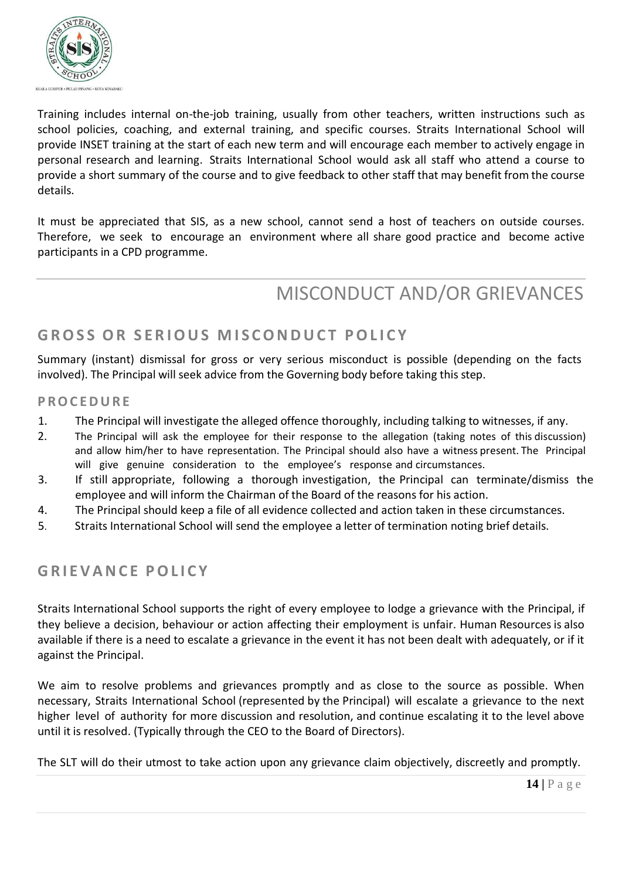Training includes internal on-the-job training, usually from other teachers, written instructions such as school policies, coaching, and external training, and specific courses. Straits International School will provide INSET training at the start of each new term and will encourage each member to actively engage in personal research and learning. Straits International School would ask all staff who attend a course to provide a short summary of the course and to give feedback to other staff that may benefit from the course details.

It must be appreciated that SIS, as a new school, cannot send a host of teachers on outside courses. Therefore, we seek to encourage an environment where all share good practice and become active participants in a CPD programme.

# MISCONDUCT AND/OR GRIEVANCES

## GROSS OR SERIOUS MISCONDUCT POLICY

Summary (instant) dismissal for gross or very serious misconduct is possible (depending on the facts involved). The Principal will seek advice from the Governing body before taking this step.

### PROCEDURE

1. The Principal will investigate the alleged offence thoroughly, including talking to witnesses, if any.
2. The Principal will ask the employee for their response to the allegation (taking notes of this discussion) and allow him/her to have representation. The Principal should also have a witness present. The Principal will give genuine consideration to the employee's response and circumstances.
3. If still appropriate, following a thorough investigation, the Principal can terminate/dismiss the employee and will inform the Chairman of the Board of the reasons for his action.
4. The Principal should keep a file of all evidence collected and action taken in these circumstances.
5. Straits International School will send the employee a letter of termination noting brief details.

## GRIEVANCE POLICY

Straits International School supports the right of every employee to lodge a grievance with the Principal, if they believe a decision, behaviour or action affecting their employment is unfair. Human Resources is also available if there is a need to escalate a grievance in the event it has not been dealt with adequately, or if it against the Principal.

We aim to resolve problems and grievances promptly and as close to the source as possible. When necessary, Straits International School (represented by the Principal) will escalate a grievance to the next higher level of authority for more discussion and resolution, and continue escalating it to the level above until it is resolved. (Typically through the CEO to the Board of Directors).

The SLT will do their utmost to take action upon any grievance claim objectively, discreetly and promptly.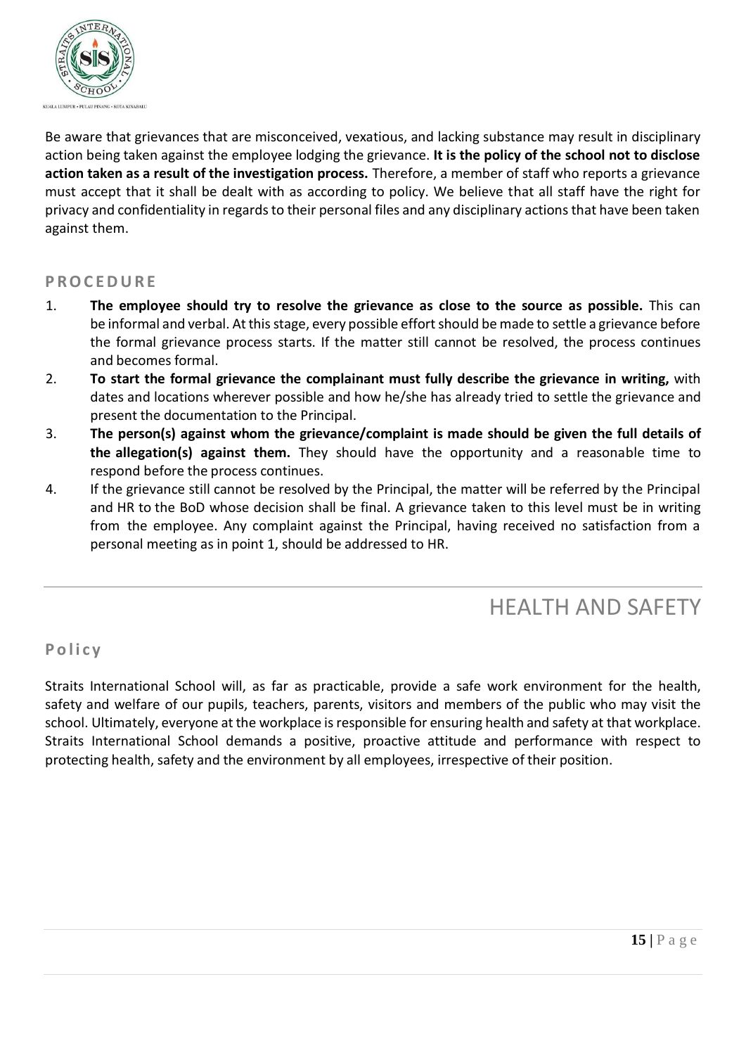Be aware that grievances that are misconceived, vexatious, and lacking substance may result in disciplinary action being taken against the employee lodging the grievance. **It is the policy of the school not to disclose action taken as a result of the investigation process.** Therefore, a member of staff who reports a grievance must accept that it shall be dealt with as according to policy. We believe that all staff have the right for privacy and confidentiality in regards to their personal files and any disciplinary actions that have been taken against them.

### PROCEDURE

1. **The employee should try to resolve the grievance as close to the source as possible.** This can be informal and verbal. At this stage, every possible effort should be made to settle a grievance before the formal grievance process starts. If the matter still cannot be resolved, the process continues and becomes formal.
2. **To start the formal grievance the complainant must fully describe the grievance in writing,** with dates and locations wherever possible and how he/she has already tried to settle the grievance and present the documentation to the Principal.
3. **The person(s) against whom the grievance/complaint is made should be given the full details of the allegation(s) against them.** They should have the opportunity and a reasonable time to respond before the process continues.
4. If the grievance still cannot be resolved by the Principal, the matter will be referred by the Principal and HR to the BoD whose decision shall be final. A grievance taken to this level must be in writing from the employee. Any complaint against the Principal, having received no satisfaction from a personal meeting as in point 1, should be addressed to HR.

## HEALTH AND SAFETY

### Policy

Straits International School will, as far as practicable, provide a safe work environment for the health, safety and welfare of our pupils, teachers, parents, visitors and members of the public who may visit the school. Ultimately, everyone at the workplace is responsible for ensuring health and safety at that workplace. Straits International School demands a positive, proactive attitude and performance with respect to protecting health, safety and the environment by all employees, irrespective of their position.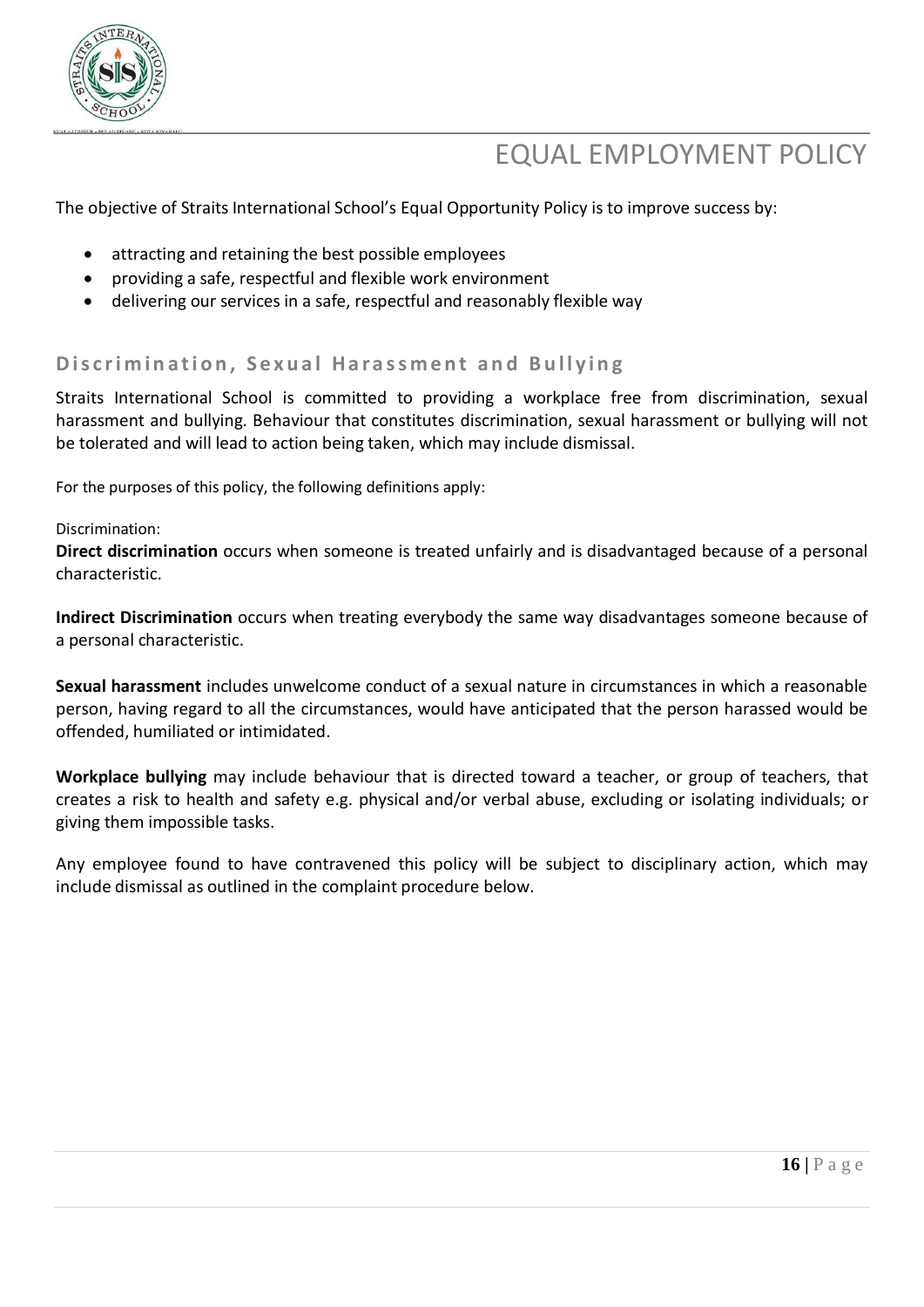# EQUAL EMPLOYMENT POLICY

The objective of Straits International School's Equal Opportunity Policy is to improve success by:

- attracting and retaining the best possible employees
- providing a safe, respectful and flexible work environment
- delivering our services in a safe, respectful and reasonably flexible way

## Discrimination, Sexual Harassment and Bullying

Straits International School is committed to providing a workplace free from discrimination, sexual harassment and bullying. Behaviour that constitutes discrimination, sexual harassment or bullying will not be tolerated and will lead to action being taken, which may include dismissal.

For the purposes of this policy, the following definitions apply:

Discrimination:

**Direct discrimination** occurs when someone is treated unfairly and is disadvantaged because of a personal characteristic.

**Indirect Discrimination** occurs when treating everybody the same way disadvantages someone because of a personal characteristic.

**Sexual harassment** includes unwelcome conduct of a sexual nature in circumstances in which a reasonable person, having regard to all the circumstances, would have anticipated that the person harassed would be offended, humiliated or intimidated.

**Workplace bullying** may include behaviour that is directed toward a teacher, or group of teachers, that creates a risk to health and safety e.g. physical and/or verbal abuse, excluding or isolating individuals; or giving them impossible tasks.

Any employee found to have contravened this policy will be subject to disciplinary action, which may include dismissal as outlined in the complaint procedure below.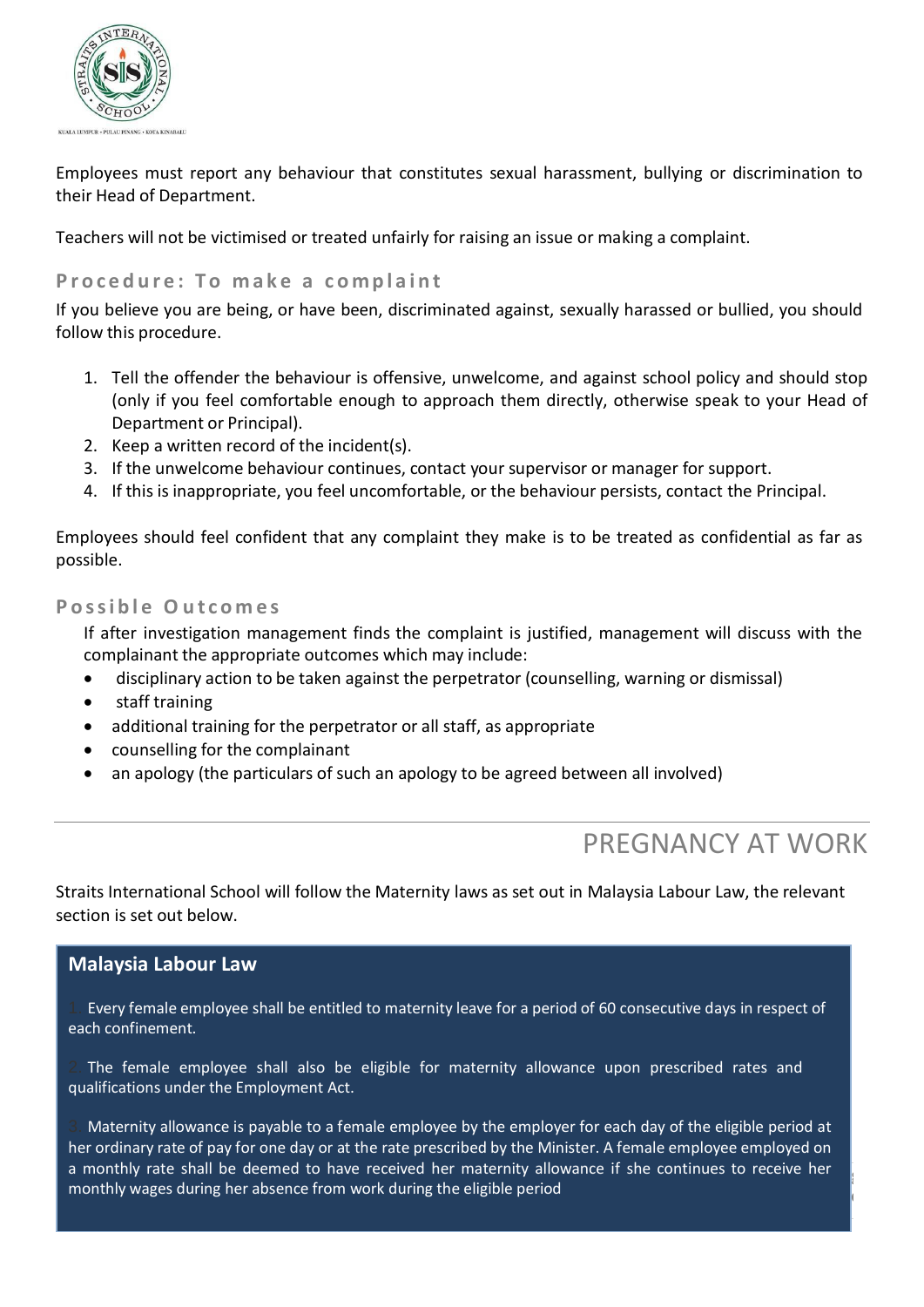Employees must report any behaviour that constitutes sexual harassment, bullying or discrimination to their Head of Department.

Teachers will not be victimised or treated unfairly for raising an issue or making a complaint.

### Procedure: To make a complaint

If you believe you are being, or have been, discriminated against, sexually harassed or bullied, you should follow this procedure.

1. Tell the offender the behaviour is offensive, unwelcome, and against school policy and should stop (only if you feel comfortable enough to approach them directly, otherwise speak to your Head of Department or Principal).
2. Keep a written record of the incident(s).
3. If the unwelcome behaviour continues, contact your supervisor or manager for support.
4. If this is inappropriate, you feel uncomfortable, or the behaviour persists, contact the Principal.

Employees should feel confident that any complaint they make is to be treated as confidential as far as possible.

### Possible Outcomes

If after investigation management finds the complaint is justified, management will discuss with the complainant the appropriate outcomes which may include:

- disciplinary action to be taken against the perpetrator (counselling, warning or dismissal)
- staff training
- additional training for the perpetrator or all staff, as appropriate
- counselling for the complainant
- an apology (the particulars of such an apology to be agreed between all involved)

---

## PREGNANCY AT WORK

Straits International School will follow the Maternity laws as set out in Malaysia Labour Law, the relevant section is set out below.

**Malaysia Labour Law**

1. Every female employee shall be entitled to maternity leave for a period of 60 consecutive days in respect of each confinement.

2. The female employee shall also be eligible for maternity allowance upon prescribed rates and qualifications under the Employment Act.

3. Maternity allowance is payable to a female employee by the employer for each day of the eligible period at her ordinary rate of pay for one day or at the rate prescribed by the Minister. A female employee employed on a monthly rate shall be deemed to have received her maternity allowance if she continues to receive her monthly wages during her absence from work during the eligible period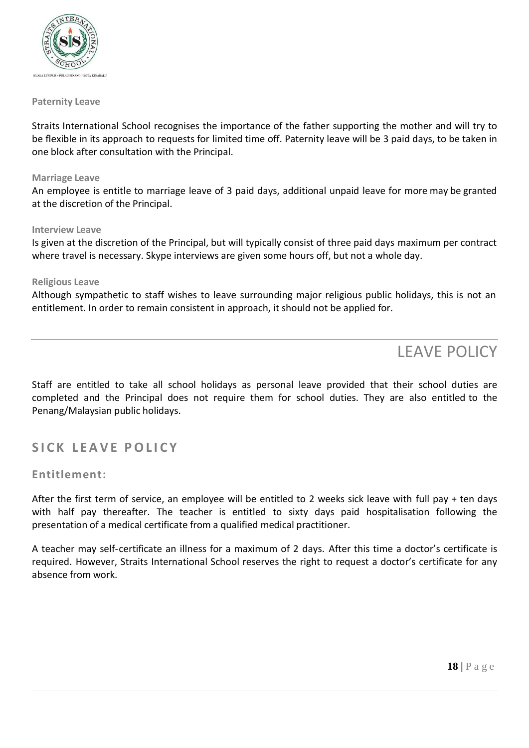### Paternity Leave

Straits International School recognises the importance of the father supporting the mother and will try to be flexible in its approach to requests for limited time off. Paternity leave will be 3 paid days, to be taken in one block after consultation with the Principal.

### Marriage Leave

An employee is entitle to marriage leave of 3 paid days, additional unpaid leave for more may be granted at the discretion of the Principal.

### Interview Leave

Is given at the discretion of the Principal, but will typically consist of three paid days maximum per contract where travel is necessary. Skype interviews are given some hours off, but not a whole day.

### Religious Leave

Although sympathetic to staff wishes to leave surrounding major religious public holidays, this is not an entitlement. In order to remain consistent in approach, it should not be applied for.

# LEAVE POLICY

Staff are entitled to take all school holidays as personal leave provided that their school duties are completed and the Principal does not require them for school duties. They are also entitled to the Penang/Malaysian public holidays.

## SICK LEAVE POLICY

### Entitlement:

After the first term of service, an employee will be entitled to 2 weeks sick leave with full pay + ten days with half pay thereafter. The teacher is entitled to sixty days paid hospitalisation following the presentation of a medical certificate from a qualified medical practitioner.

A teacher may self-certificate an illness for a maximum of 2 days. After this time a doctor's certificate is required. However, Straits International School reserves the right to request a doctor's certificate for any absence from work.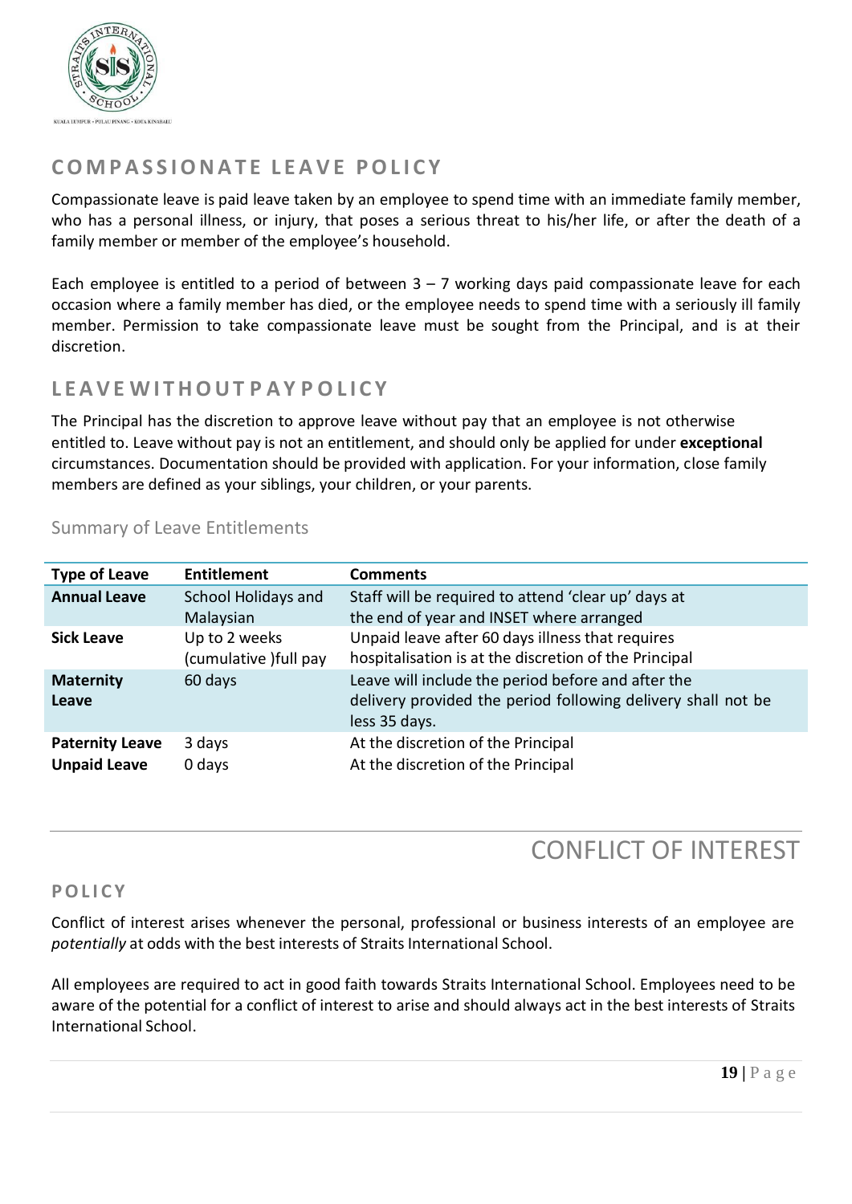## COMPASSIONATE LEAVE POLICY

Compassionate leave is paid leave taken by an employee to spend time with an immediate family member, who has a personal illness, or injury, that poses a serious threat to his/her life, or after the death of a family member or member of the employee's household.

Each employee is entitled to a period of between 3 – 7 working days paid compassionate leave for each occasion where a family member has died, or the employee needs to spend time with a seriously ill family member. Permission to take compassionate leave must be sought from the Principal, and is at their discretion.

## LEAVE WITHOUT PAY POLICY

The Principal has the discretion to approve leave without pay that an employee is not otherwise entitled to. Leave without pay is not an entitlement, and should only be applied for under **exceptional** circumstances. Documentation should be provided with application. For your information, close family members are defined as your siblings, your children, or your parents.

### Summary of Leave Entitlements

| Type of Leave | Entitlement | Comments |
|---|---|---|
| **Annual Leave** | School Holidays and Malaysian | Staff will be required to attend 'clear up' days at the end of year and INSET where arranged |
| **Sick Leave** | Up to 2 weeks (cumulative )full pay | Unpaid leave after 60 days illness that requires hospitalisation is at the discretion of the Principal |
| **Maternity Leave** | 60 days | Leave will include the period before and after the delivery provided the period following delivery shall not be less 35 days. |
| **Paternity Leave** | 3 days | At the discretion of the Principal |
| **Unpaid Leave** | 0 days | At the discretion of the Principal |

# CONFLICT OF INTEREST

## POLICY

Conflict of interest arises whenever the personal, professional or business interests of an employee are *potentially* at odds with the best interests of Straits International School.

All employees are required to act in good faith towards Straits International School. Employees need to be aware of the potential for a conflict of interest to arise and should always act in the best interests of Straits International School.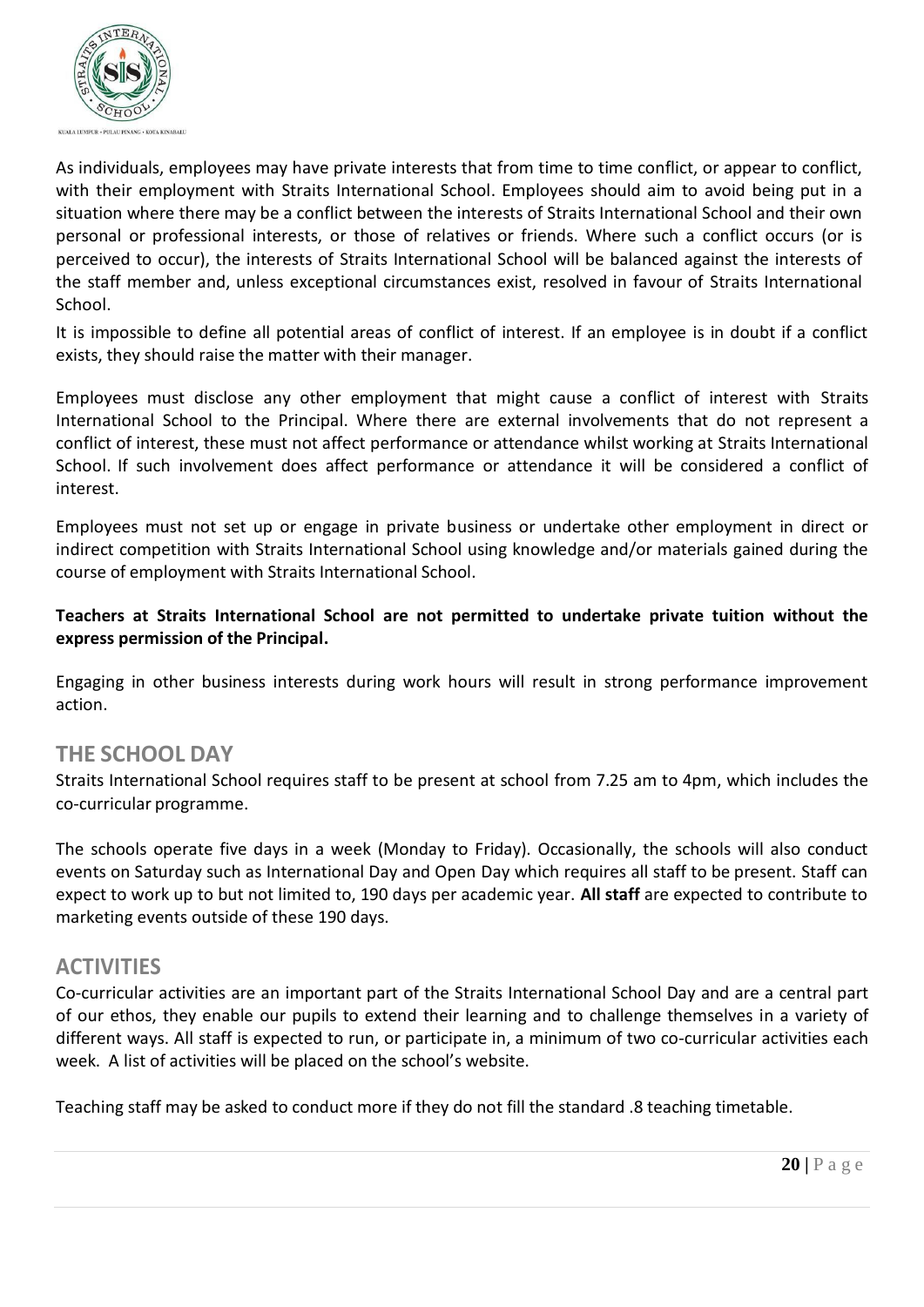As individuals, employees may have private interests that from time to time conflict, or appear to conflict, with their employment with Straits International School. Employees should aim to avoid being put in a situation where there may be a conflict between the interests of Straits International School and their own personal or professional interests, or those of relatives or friends. Where such a conflict occurs (or is perceived to occur), the interests of Straits International School will be balanced against the interests of the staff member and, unless exceptional circumstances exist, resolved in favour of Straits International School.

It is impossible to define all potential areas of conflict of interest. If an employee is in doubt if a conflict exists, they should raise the matter with their manager.

Employees must disclose any other employment that might cause a conflict of interest with Straits International School to the Principal. Where there are external involvements that do not represent a conflict of interest, these must not affect performance or attendance whilst working at Straits International School. If such involvement does affect performance or attendance it will be considered a conflict of interest.

Employees must not set up or engage in private business or undertake other employment in direct or indirect competition with Straits International School using knowledge and/or materials gained during the course of employment with Straits International School.

**Teachers at Straits International School are not permitted to undertake private tuition without the express permission of the Principal.**

Engaging in other business interests during work hours will result in strong performance improvement action.

## THE SCHOOL DAY

Straits International School requires staff to be present at school from 7.25 am to 4pm, which includes the co-curricular programme.

The schools operate five days in a week (Monday to Friday). Occasionally, the schools will also conduct events on Saturday such as International Day and Open Day which requires all staff to be present. Staff can expect to work up to but not limited to, 190 days per academic year. **All staff** are expected to contribute to marketing events outside of these 190 days.

## ACTIVITIES

Co-curricular activities are an important part of the Straits International School Day and are a central part of our ethos, they enable our pupils to extend their learning and to challenge themselves in a variety of different ways. All staff is expected to run, or participate in, a minimum of two co-curricular activities each week. A list of activities will be placed on the school's website.

Teaching staff may be asked to conduct more if they do not fill the standard .8 teaching timetable.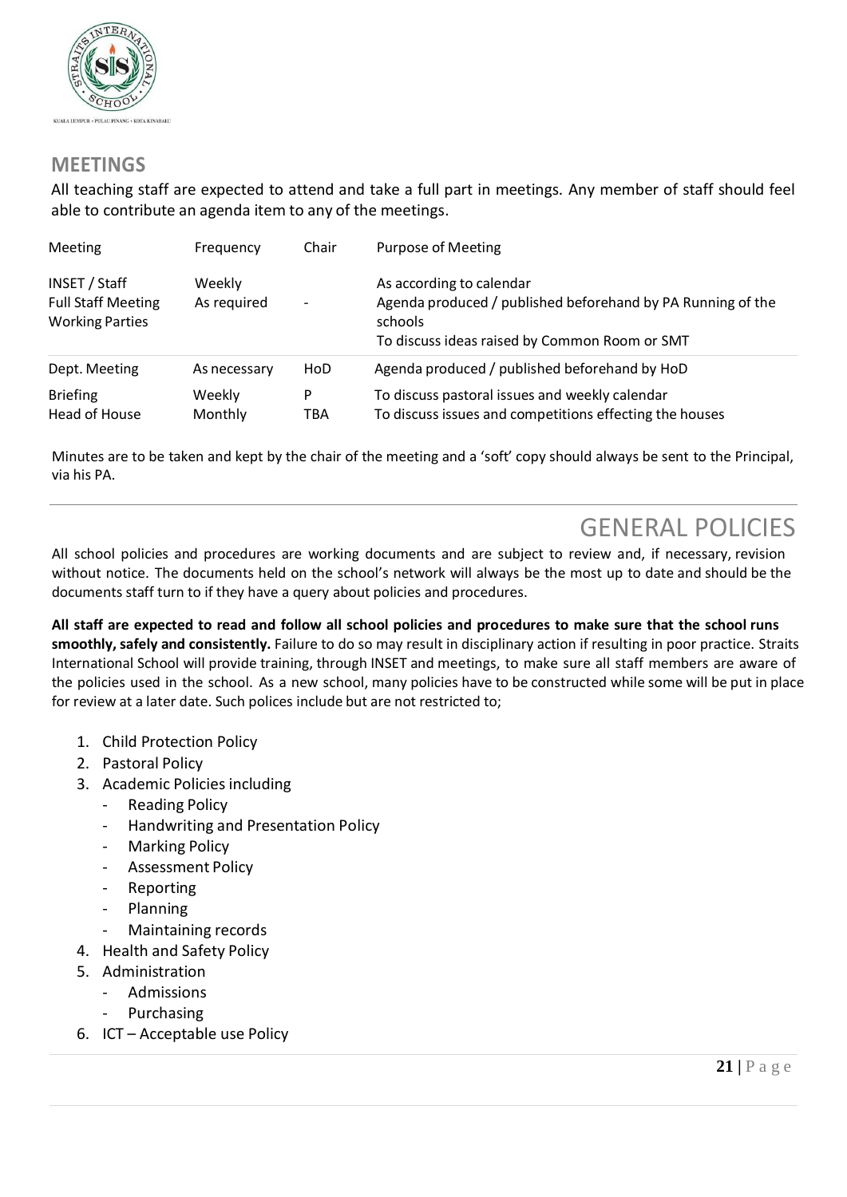## MEETINGS

All teaching staff are expected to attend and take a full part in meetings. Any member of staff should feel able to contribute an agenda item to any of the meetings.

| Meeting | Frequency | Chair | Purpose of Meeting |
|---|---|---|---|
| INSET / Staff<br>Full Staff Meeting<br>Working Parties | Weekly<br>As required | - | As according to calendar<br>Agenda produced / published beforehand by PA Running of the schools<br>To discuss ideas raised by Common Room or SMT |
| Dept. Meeting | As necessary | HoD | Agenda produced / published beforehand by HoD |
| Briefing<br>Head of House | Weekly<br>Monthly | P<br>TBA | To discuss pastoral issues and weekly calendar<br>To discuss issues and competitions effecting the houses |

Minutes are to be taken and kept by the chair of the meeting and a 'soft' copy should always be sent to the Principal, via his PA.

## GENERAL POLICIES

All school policies and procedures are working documents and are subject to review and, if necessary, revision without notice. The documents held on the school's network will always be the most up to date and should be the documents staff turn to if they have a query about policies and procedures.

**All staff are expected to read and follow all school policies and procedures to make sure that the school runs smoothly, safely and consistently.** Failure to do so may result in disciplinary action if resulting in poor practice. Straits International School will provide training, through INSET and meetings, to make sure all staff members are aware of the policies used in the school. As a new school, many policies have to be constructed while some will be put in place for review at a later date. Such polices include but are not restricted to;

1. Child Protection Policy
2. Pastoral Policy
3. Academic Policies including
   - Reading Policy
   - Handwriting and Presentation Policy
   - Marking Policy
   - Assessment Policy
   - Reporting
   - Planning
   - Maintaining records
4. Health and Safety Policy
5. Administration
   - Admissions
   - Purchasing
6. ICT – Acceptable use Policy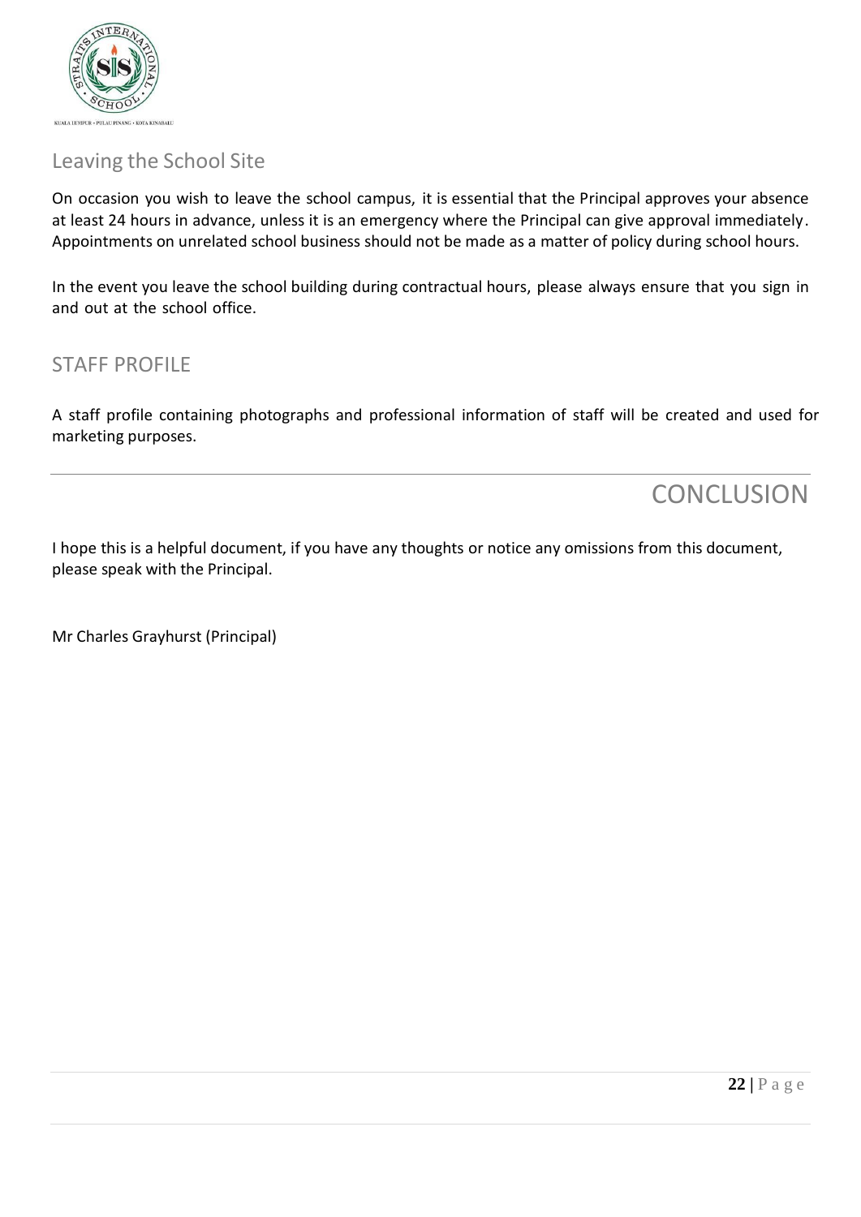## Leaving the School Site

On occasion you wish to leave the school campus, it is essential that the Principal approves your absence at least 24 hours in advance, unless it is an emergency where the Principal can give approval immediately. Appointments on unrelated school business should not be made as a matter of policy during school hours.

In the event you leave the school building during contractual hours, please always ensure that you sign in and out at the school office.

## STAFF PROFILE

A staff profile containing photographs and professional information of staff will be created and used for marketing purposes.

# CONCLUSION

I hope this is a helpful document, if you have any thoughts or notice any omissions from this document, please speak with the Principal.

Mr Charles Grayhurst (Principal)